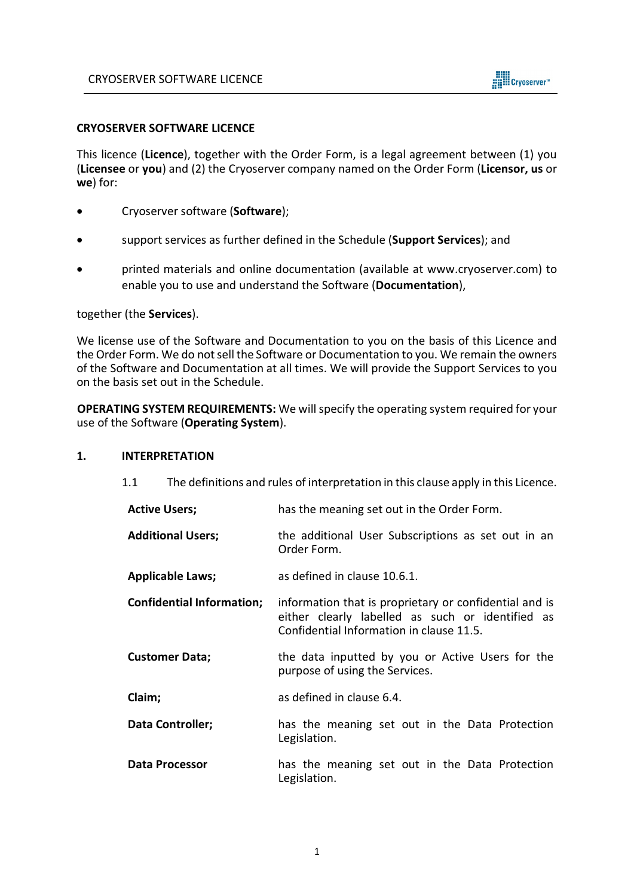# CRYOSERVER SOFTWARE LICENCE

This licence (**Licence**), together with the Order Form, is a legal agreement between (1) you (**Licensee** or **you**) and (2) the Cryoserver company named on the Order Form (**Licensor, us** or **we**) for:

- Cryoserver software (**Software**);
- support services as further defined in the Schedule (**Support Services**); and
- printed materials and online documentation (available at www.cryoserver.com) to enable you to use and understand the Software (**Documentation**),

together (the **Services**).

We license use of the Software and Documentation to you on the basis of this Licence and the Order Form. We do not sell the Software or Documentation to you. We remain the owners of the Software and Documentation at all times. We will provide the Support Services to you on the basis set out in the Schedule.

**OPERATING SYSTEM REQUIREMENTS:** We will specify the operating system required for your use of the Software (**Operating System**).

## 1. INTERPRETATION

1.1 The definitions and rules of interpretation in this clause apply in this Licence.

| | |
|---|---|
| **Active Users;** | has the meaning set out in the Order Form. |
| **Additional Users;** | the additional User Subscriptions as set out in an Order Form. |
| **Applicable Laws;** | as defined in clause 10.6.1. |
| **Confidential Information;** | information that is proprietary or confidential and is either clearly labelled as such or identified as Confidential Information in clause 11.5. |
| **Customer Data;** | the data inputted by you or Active Users for the purpose of using the Services. |
| **Claim;** | as defined in clause 6.4. |
| **Data Controller;** | has the meaning set out in the Data Protection Legislation. |
| **Data Processor** | has the meaning set out in the Data Protection Legislation. |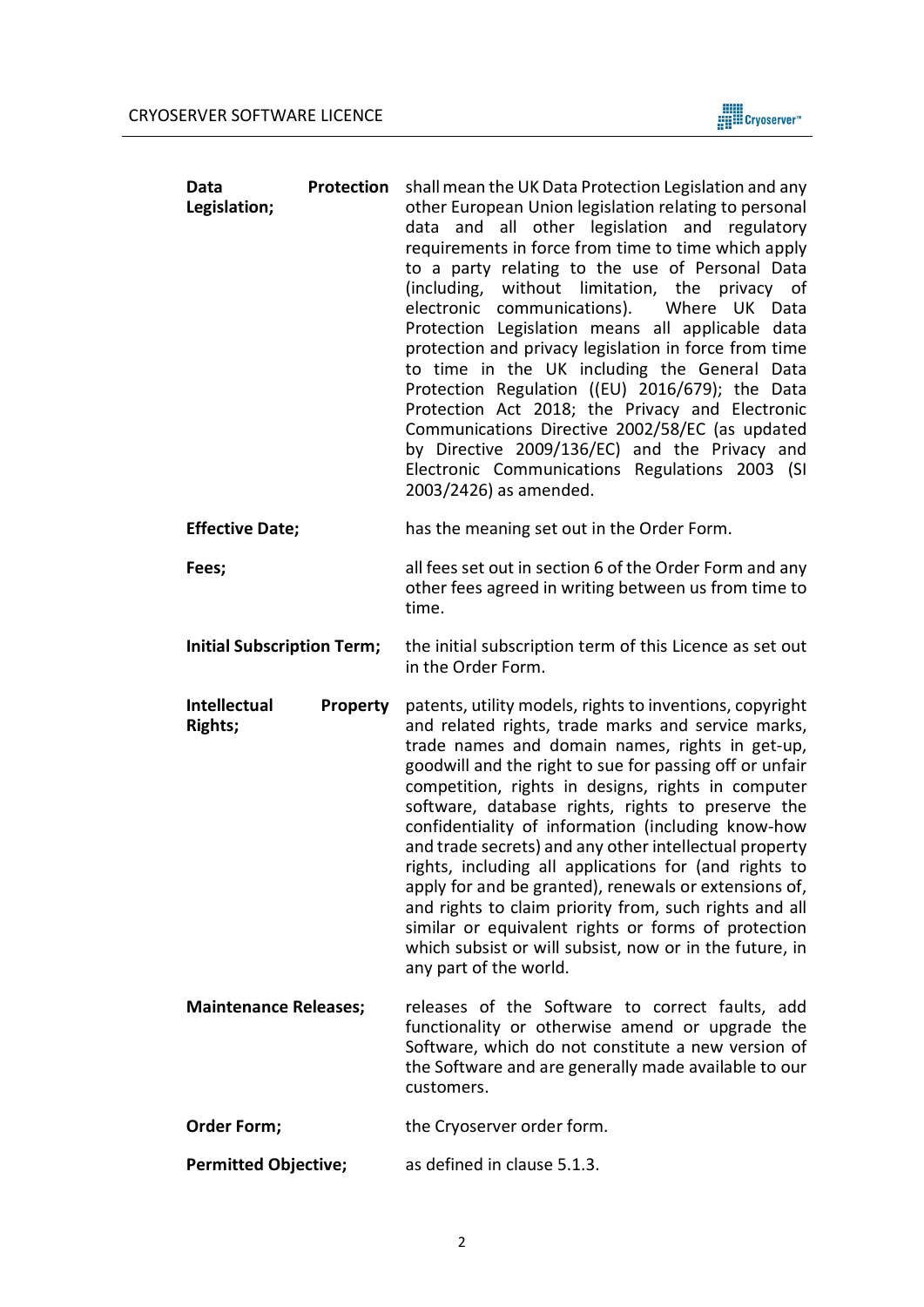| | |
|---|---|
| **Data Protection Legislation;** | shall mean the UK Data Protection Legislation and any other European Union legislation relating to personal data and all other legislation and regulatory requirements in force from time to time which apply to a party relating to the use of Personal Data (including, without limitation, the privacy of electronic communications). Where UK Data Protection Legislation means all applicable data protection and privacy legislation in force from time to time in the UK including the General Data Protection Regulation ((EU) 2016/679); the Data Protection Act 2018; the Privacy and Electronic Communications Directive 2002/58/EC (as updated by Directive 2009/136/EC) and the Privacy and Electronic Communications Regulations 2003 (SI 2003/2426) as amended. |
| **Effective Date;** | has the meaning set out in the Order Form. |
| **Fees;** | all fees set out in section 6 of the Order Form and any other fees agreed in writing between us from time to time. |
| **Initial Subscription Term;** | the initial subscription term of this Licence as set out in the Order Form. |
| **Intellectual Property Rights;** | patents, utility models, rights to inventions, copyright and related rights, trade marks and service marks, trade names and domain names, rights in get-up, goodwill and the right to sue for passing off or unfair competition, rights in designs, rights in computer software, database rights, rights to preserve the confidentiality of information (including know-how and trade secrets) and any other intellectual property rights, including all applications for (and rights to apply for and be granted), renewals or extensions of, and rights to claim priority from, such rights and all similar or equivalent rights or forms of protection which subsist or will subsist, now or in the future, in any part of the world. |
| **Maintenance Releases;** | releases of the Software to correct faults, add functionality or otherwise amend or upgrade the Software, which do not constitute a new version of the Software and are generally made available to our customers. |
| **Order Form;** | the Cryoserver order form. |
| **Permitted Objective;** | as defined in clause 5.1.3. |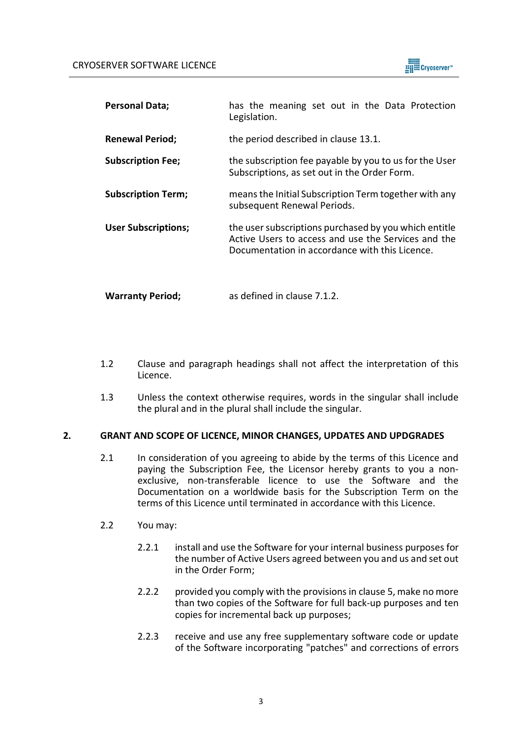| | |
|---|---|
| **Personal Data;** | has the meaning set out in the Data Protection Legislation. |
| **Renewal Period;** | the period described in clause 13.1. |
| **Subscription Fee;** | the subscription fee payable by you to us for the User Subscriptions, as set out in the Order Form. |
| **Subscription Term;** | means the Initial Subscription Term together with any subsequent Renewal Periods. |
| **User Subscriptions;** | the user subscriptions purchased by you which entitle Active Users to access and use the Services and the Documentation in accordance with this Licence. |
| **Warranty Period;** | as defined in clause 7.1.2. |

1.2 Clause and paragraph headings shall not affect the interpretation of this Licence.

1.3 Unless the context otherwise requires, words in the singular shall include the plural and in the plural shall include the singular.

## 2. GRANT AND SCOPE OF LICENCE, MINOR CHANGES, UPDATES AND UPDGRADES

2.1 In consideration of you agreeing to abide by the terms of this Licence and paying the Subscription Fee, the Licensor hereby grants to you a non-exclusive, non-transferable licence to use the Software and the Documentation on a worldwide basis for the Subscription Term on the terms of this Licence until terminated in accordance with this Licence.

2.2 You may:

2.2.1 install and use the Software for your internal business purposes for the number of Active Users agreed between you and us and set out in the Order Form;

2.2.2 provided you comply with the provisions in clause 5, make no more than two copies of the Software for full back-up purposes and ten copies for incremental back up purposes;

2.2.3 receive and use any free supplementary software code or update of the Software incorporating "patches" and corrections of errors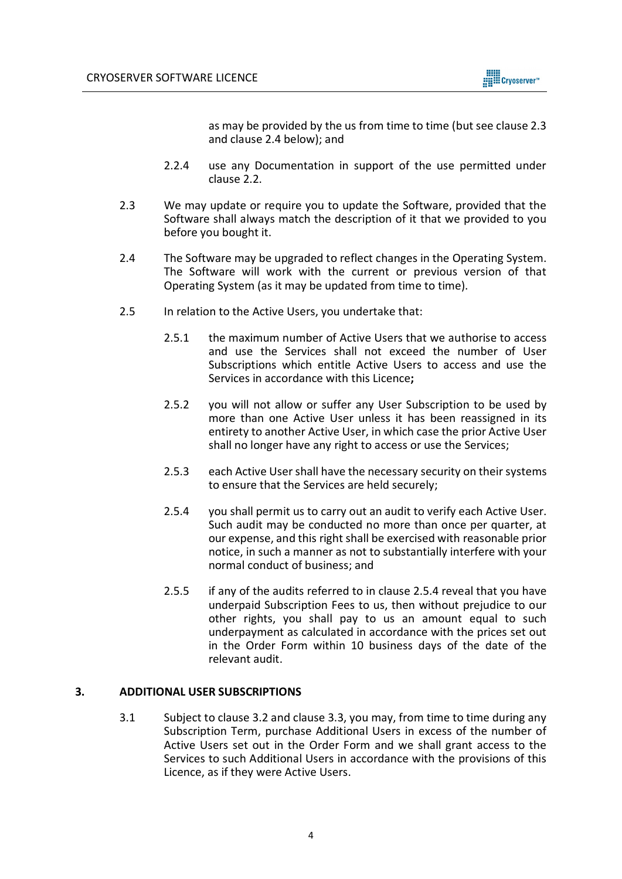as may be provided by the us from time to time (but see clause 2.3 and clause 2.4 below); and

2.2.4 use any Documentation in support of the use permitted under clause 2.2.

2.3 We may update or require you to update the Software, provided that the Software shall always match the description of it that we provided to you before you bought it.

2.4 The Software may be upgraded to reflect changes in the Operating System. The Software will work with the current or previous version of that Operating System (as it may be updated from time to time).

2.5 In relation to the Active Users, you undertake that:

2.5.1 the maximum number of Active Users that we authorise to access and use the Services shall not exceed the number of User Subscriptions which entitle Active Users to access and use the Services in accordance with this Licence**;**

2.5.2 you will not allow or suffer any User Subscription to be used by more than one Active User unless it has been reassigned in its entirety to another Active User, in which case the prior Active User shall no longer have any right to access or use the Services;

2.5.3 each Active User shall have the necessary security on their systems to ensure that the Services are held securely;

2.5.4 you shall permit us to carry out an audit to verify each Active User. Such audit may be conducted no more than once per quarter, at our expense, and this right shall be exercised with reasonable prior notice, in such a manner as not to substantially interfere with your normal conduct of business; and

2.5.5 if any of the audits referred to in clause 2.5.4 reveal that you have underpaid Subscription Fees to us, then without prejudice to our other rights, you shall pay to us an amount equal to such underpayment as calculated in accordance with the prices set out in the Order Form within 10 business days of the date of the relevant audit.

## 3. ADDITIONAL USER SUBSCRIPTIONS

3.1 Subject to clause 3.2 and clause 3.3, you may, from time to time during any Subscription Term, purchase Additional Users in excess of the number of Active Users set out in the Order Form and we shall grant access to the Services to such Additional Users in accordance with the provisions of this Licence, as if they were Active Users.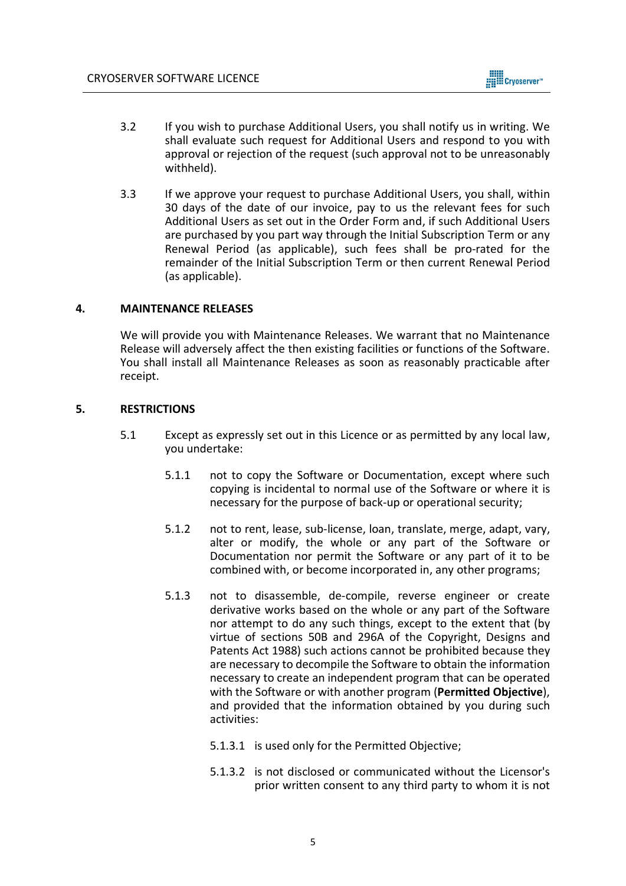3.2 If you wish to purchase Additional Users, you shall notify us in writing. We shall evaluate such request for Additional Users and respond to you with approval or rejection of the request (such approval not to be unreasonably withheld).

3.3 If we approve your request to purchase Additional Users, you shall, within 30 days of the date of our invoice, pay to us the relevant fees for such Additional Users as set out in the Order Form and, if such Additional Users are purchased by you part way through the Initial Subscription Term or any Renewal Period (as applicable), such fees shall be pro-rated for the remainder of the Initial Subscription Term or then current Renewal Period (as applicable).

## 4. MAINTENANCE RELEASES

We will provide you with Maintenance Releases. We warrant that no Maintenance Release will adversely affect the then existing facilities or functions of the Software. You shall install all Maintenance Releases as soon as reasonably practicable after receipt.

## 5. RESTRICTIONS

5.1 Except as expressly set out in this Licence or as permitted by any local law, you undertake:

5.1.1 not to copy the Software or Documentation, except where such copying is incidental to normal use of the Software or where it is necessary for the purpose of back-up or operational security;

5.1.2 not to rent, lease, sub-license, loan, translate, merge, adapt, vary, alter or modify, the whole or any part of the Software or Documentation nor permit the Software or any part of it to be combined with, or become incorporated in, any other programs;

5.1.3 not to disassemble, de-compile, reverse engineer or create derivative works based on the whole or any part of the Software nor attempt to do any such things, except to the extent that (by virtue of sections 50B and 296A of the Copyright, Designs and Patents Act 1988) such actions cannot be prohibited because they are necessary to decompile the Software to obtain the information necessary to create an independent program that can be operated with the Software or with another program (**Permitted Objective**), and provided that the information obtained by you during such activities:

5.1.3.1 is used only for the Permitted Objective;

5.1.3.2 is not disclosed or communicated without the Licensor's prior written consent to any third party to whom it is not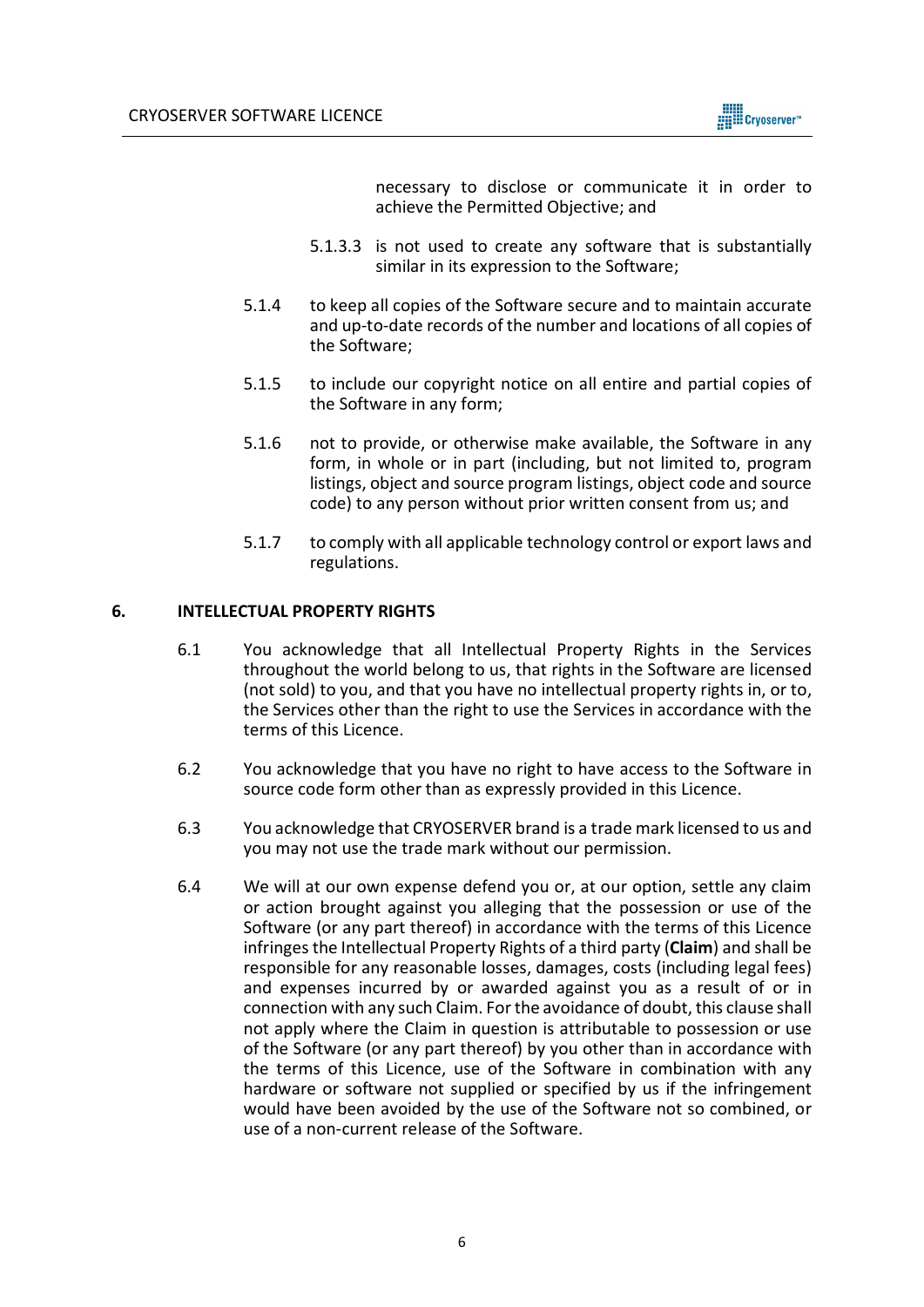necessary to disclose or communicate it in order to achieve the Permitted Objective; and

5.1.3.3 is not used to create any software that is substantially similar in its expression to the Software;

5.1.4 to keep all copies of the Software secure and to maintain accurate and up-to-date records of the number and locations of all copies of the Software;

5.1.5 to include our copyright notice on all entire and partial copies of the Software in any form;

5.1.6 not to provide, or otherwise make available, the Software in any form, in whole or in part (including, but not limited to, program listings, object and source program listings, object code and source code) to any person without prior written consent from us; and

5.1.7 to comply with all applicable technology control or export laws and regulations.

## 6. INTELLECTUAL PROPERTY RIGHTS

6.1 You acknowledge that all Intellectual Property Rights in the Services throughout the world belong to us, that rights in the Software are licensed (not sold) to you, and that you have no intellectual property rights in, or to, the Services other than the right to use the Services in accordance with the terms of this Licence.

6.2 You acknowledge that you have no right to have access to the Software in source code form other than as expressly provided in this Licence.

6.3 You acknowledge that CRYOSERVER brand is a trade mark licensed to us and you may not use the trade mark without our permission.

6.4 We will at our own expense defend you or, at our option, settle any claim or action brought against you alleging that the possession or use of the Software (or any part thereof) in accordance with the terms of this Licence infringes the Intellectual Property Rights of a third party (**Claim**) and shall be responsible for any reasonable losses, damages, costs (including legal fees) and expenses incurred by or awarded against you as a result of or in connection with any such Claim. For the avoidance of doubt, this clause shall not apply where the Claim in question is attributable to possession or use of the Software (or any part thereof) by you other than in accordance with the terms of this Licence, use of the Software in combination with any hardware or software not supplied or specified by us if the infringement would have been avoided by the use of the Software not so combined, or use of a non-current release of the Software.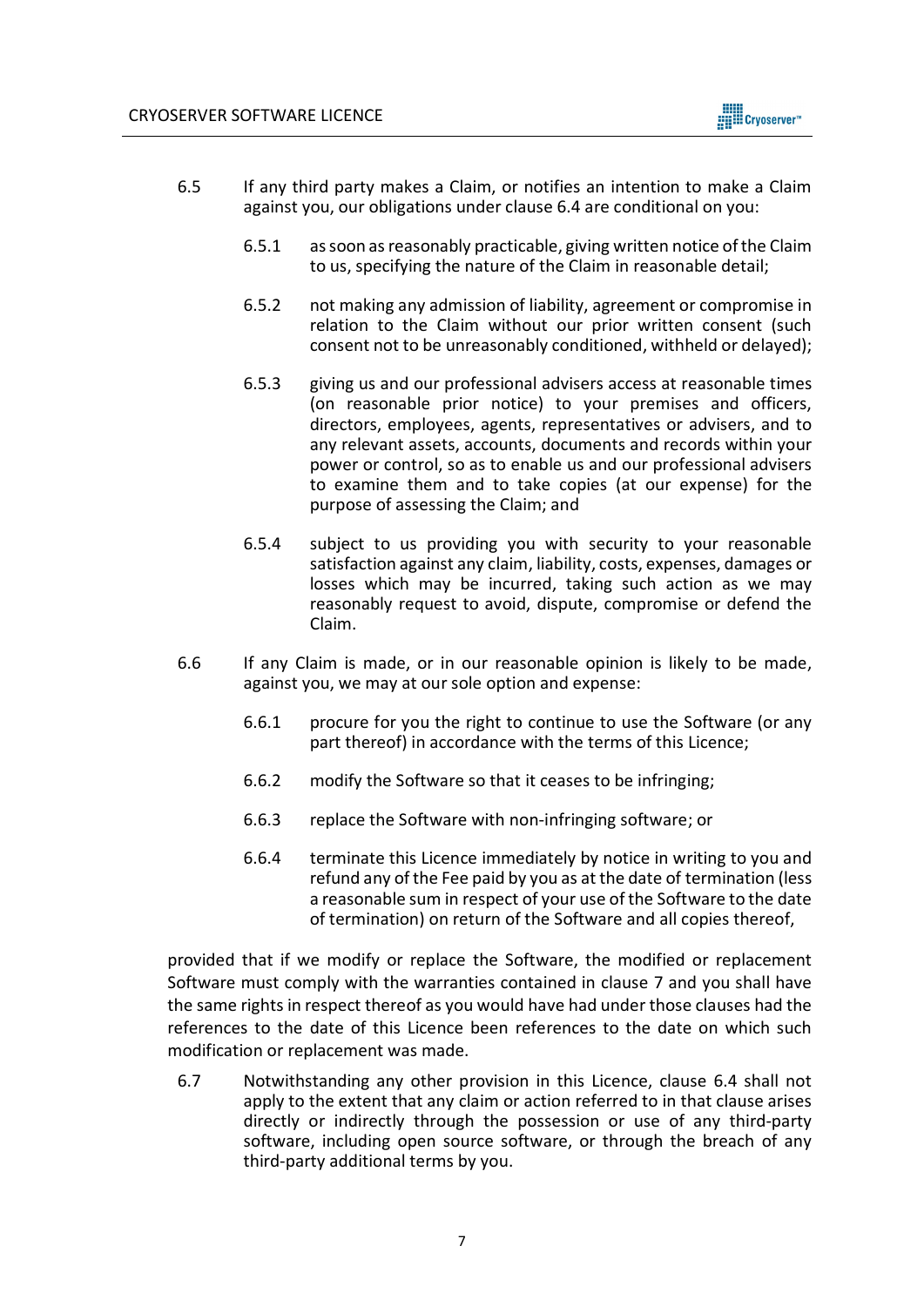6.5 If any third party makes a Claim, or notifies an intention to make a Claim against you, our obligations under clause 6.4 are conditional on you:

6.5.1 as soon as reasonably practicable, giving written notice of the Claim to us, specifying the nature of the Claim in reasonable detail;

6.5.2 not making any admission of liability, agreement or compromise in relation to the Claim without our prior written consent (such consent not to be unreasonably conditioned, withheld or delayed);

6.5.3 giving us and our professional advisers access at reasonable times (on reasonable prior notice) to your premises and officers, directors, employees, agents, representatives or advisers, and to any relevant assets, accounts, documents and records within your power or control, so as to enable us and our professional advisers to examine them and to take copies (at our expense) for the purpose of assessing the Claim; and

6.5.4 subject to us providing you with security to your reasonable satisfaction against any claim, liability, costs, expenses, damages or losses which may be incurred, taking such action as we may reasonably request to avoid, dispute, compromise or defend the Claim.

6.6 If any Claim is made, or in our reasonable opinion is likely to be made, against you, we may at our sole option and expense:

6.6.1 procure for you the right to continue to use the Software (or any part thereof) in accordance with the terms of this Licence;

6.6.2 modify the Software so that it ceases to be infringing;

6.6.3 replace the Software with non-infringing software; or

6.6.4 terminate this Licence immediately by notice in writing to you and refund any of the Fee paid by you as at the date of termination (less a reasonable sum in respect of your use of the Software to the date of termination) on return of the Software and all copies thereof,

provided that if we modify or replace the Software, the modified or replacement Software must comply with the warranties contained in clause 7 and you shall have the same rights in respect thereof as you would have had under those clauses had the references to the date of this Licence been references to the date on which such modification or replacement was made.

6.7 Notwithstanding any other provision in this Licence, clause 6.4 shall not apply to the extent that any claim or action referred to in that clause arises directly or indirectly through the possession or use of any third-party software, including open source software, or through the breach of any third-party additional terms by you.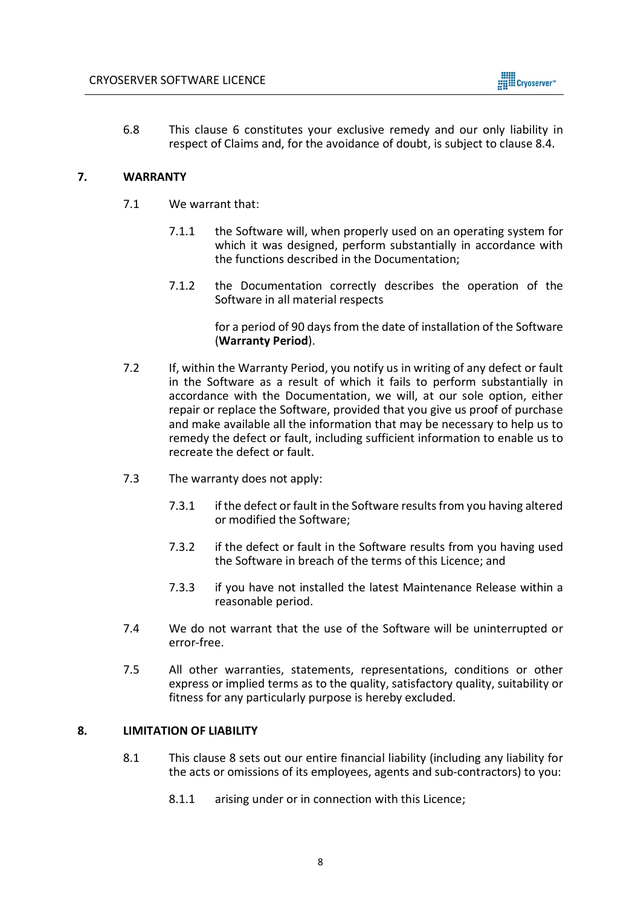6.8 This clause 6 constitutes your exclusive remedy and our only liability in respect of Claims and, for the avoidance of doubt, is subject to clause 8.4.

## 7. WARRANTY

7.1 We warrant that:

7.1.1 the Software will, when properly used on an operating system for which it was designed, perform substantially in accordance with the functions described in the Documentation;

7.1.2 the Documentation correctly describes the operation of the Software in all material respects

for a period of 90 days from the date of installation of the Software (**Warranty Period**).

7.2 If, within the Warranty Period, you notify us in writing of any defect or fault in the Software as a result of which it fails to perform substantially in accordance with the Documentation, we will, at our sole option, either repair or replace the Software, provided that you give us proof of purchase and make available all the information that may be necessary to help us to remedy the defect or fault, including sufficient information to enable us to recreate the defect or fault.

7.3 The warranty does not apply:

7.3.1 if the defect or fault in the Software results from you having altered or modified the Software;

7.3.2 if the defect or fault in the Software results from you having used the Software in breach of the terms of this Licence; and

7.3.3 if you have not installed the latest Maintenance Release within a reasonable period.

7.4 We do not warrant that the use of the Software will be uninterrupted or error-free.

7.5 All other warranties, statements, representations, conditions or other express or implied terms as to the quality, satisfactory quality, suitability or fitness for any particularly purpose is hereby excluded.

## 8. LIMITATION OF LIABILITY

8.1 This clause 8 sets out our entire financial liability (including any liability for the acts or omissions of its employees, agents and sub-contractors) to you:

8.1.1 arising under or in connection with this Licence;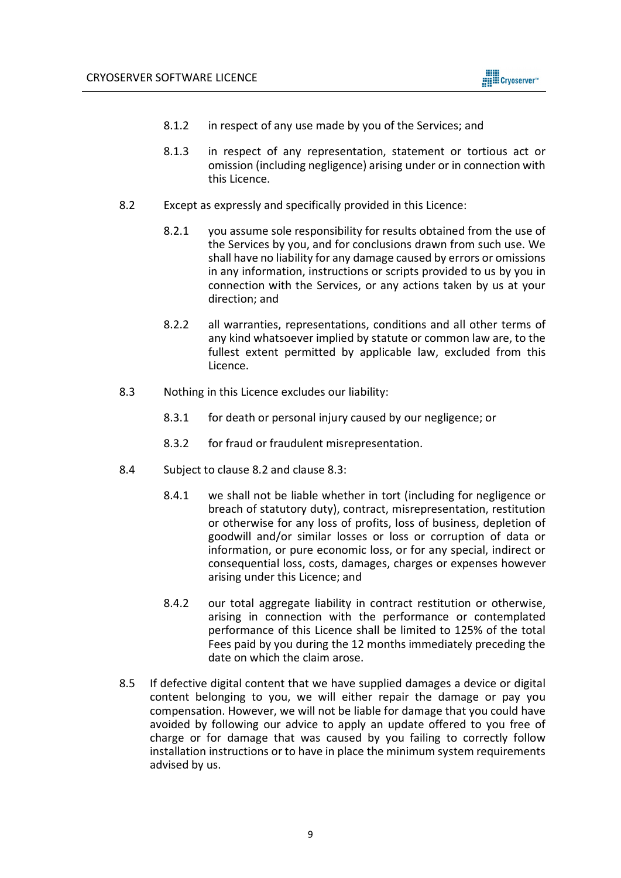8.1.2 in respect of any use made by you of the Services; and

8.1.3 in respect of any representation, statement or tortious act or omission (including negligence) arising under or in connection with this Licence.

8.2 Except as expressly and specifically provided in this Licence:

8.2.1 you assume sole responsibility for results obtained from the use of the Services by you, and for conclusions drawn from such use. We shall have no liability for any damage caused by errors or omissions in any information, instructions or scripts provided to us by you in connection with the Services, or any actions taken by us at your direction; and

8.2.2 all warranties, representations, conditions and all other terms of any kind whatsoever implied by statute or common law are, to the fullest extent permitted by applicable law, excluded from this Licence.

8.3 Nothing in this Licence excludes our liability:

8.3.1 for death or personal injury caused by our negligence; or

8.3.2 for fraud or fraudulent misrepresentation.

8.4 Subject to clause 8.2 and clause 8.3:

8.4.1 we shall not be liable whether in tort (including for negligence or breach of statutory duty), contract, misrepresentation, restitution or otherwise for any loss of profits, loss of business, depletion of goodwill and/or similar losses or loss or corruption of data or information, or pure economic loss, or for any special, indirect or consequential loss, costs, damages, charges or expenses however arising under this Licence; and

8.4.2 our total aggregate liability in contract restitution or otherwise, arising in connection with the performance or contemplated performance of this Licence shall be limited to 125% of the total Fees paid by you during the 12 months immediately preceding the date on which the claim arose.

8.5 If defective digital content that we have supplied damages a device or digital content belonging to you, we will either repair the damage or pay you compensation. However, we will not be liable for damage that you could have avoided by following our advice to apply an update offered to you free of charge or for damage that was caused by you failing to correctly follow installation instructions or to have in place the minimum system requirements advised by us.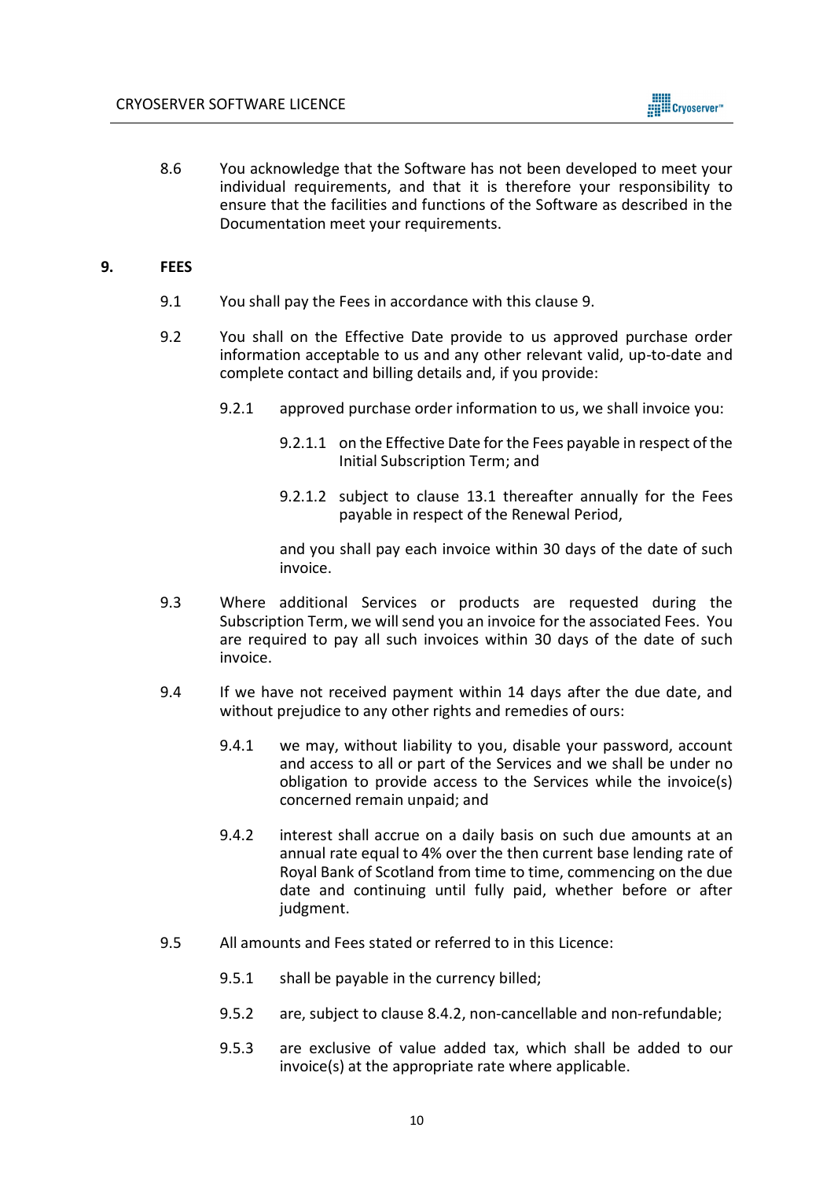8.6 You acknowledge that the Software has not been developed to meet your individual requirements, and that it is therefore your responsibility to ensure that the facilities and functions of the Software as described in the Documentation meet your requirements.

## 9. FEES

9.1 You shall pay the Fees in accordance with this clause 9.

9.2 You shall on the Effective Date provide to us approved purchase order information acceptable to us and any other relevant valid, up-to-date and complete contact and billing details and, if you provide:

9.2.1 approved purchase order information to us, we shall invoice you:

9.2.1.1 on the Effective Date for the Fees payable in respect of the Initial Subscription Term; and

9.2.1.2 subject to clause 13.1 thereafter annually for the Fees payable in respect of the Renewal Period,

and you shall pay each invoice within 30 days of the date of such invoice.

9.3 Where additional Services or products are requested during the Subscription Term, we will send you an invoice for the associated Fees. You are required to pay all such invoices within 30 days of the date of such invoice.

9.4 If we have not received payment within 14 days after the due date, and without prejudice to any other rights and remedies of ours:

9.4.1 we may, without liability to you, disable your password, account and access to all or part of the Services and we shall be under no obligation to provide access to the Services while the invoice(s) concerned remain unpaid; and

9.4.2 interest shall accrue on a daily basis on such due amounts at an annual rate equal to 4% over the then current base lending rate of Royal Bank of Scotland from time to time, commencing on the due date and continuing until fully paid, whether before or after judgment.

9.5 All amounts and Fees stated or referred to in this Licence:

9.5.1 shall be payable in the currency billed;

9.5.2 are, subject to clause 8.4.2, non-cancellable and non-refundable;

9.5.3 are exclusive of value added tax, which shall be added to our invoice(s) at the appropriate rate where applicable.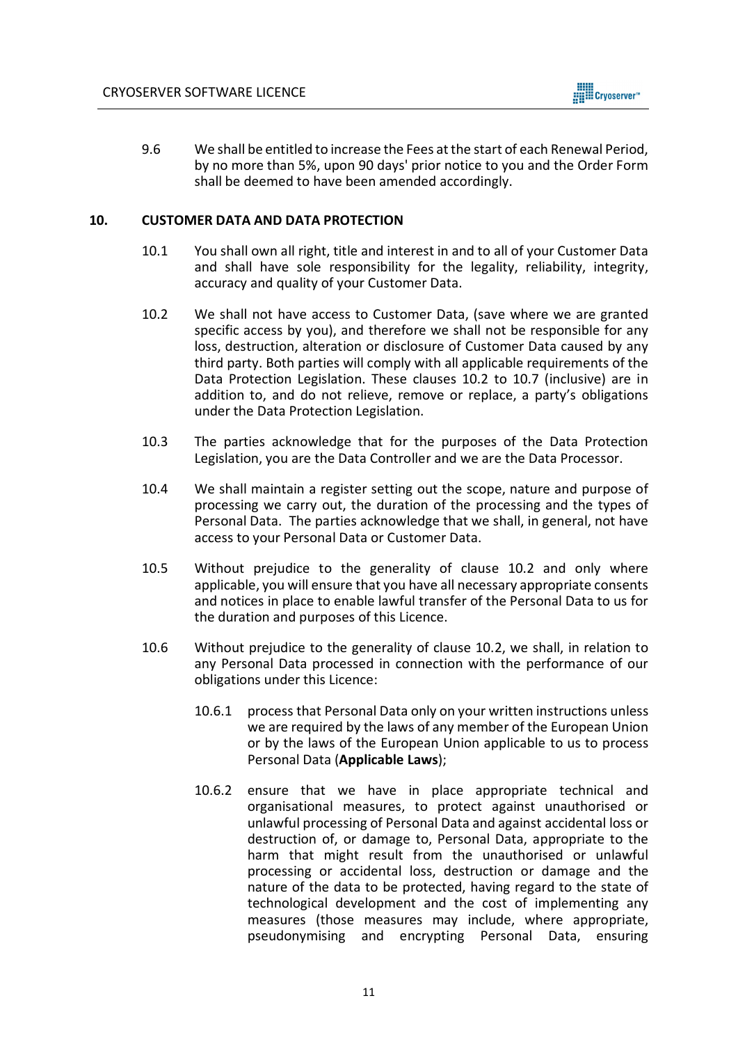9.6 We shall be entitled to increase the Fees at the start of each Renewal Period, by no more than 5%, upon 90 days' prior notice to you and the Order Form shall be deemed to have been amended accordingly.

## 10. CUSTOMER DATA AND DATA PROTECTION

10.1 You shall own all right, title and interest in and to all of your Customer Data and shall have sole responsibility for the legality, reliability, integrity, accuracy and quality of your Customer Data.

10.2 We shall not have access to Customer Data, (save where we are granted specific access by you), and therefore we shall not be responsible for any loss, destruction, alteration or disclosure of Customer Data caused by any third party. Both parties will comply with all applicable requirements of the Data Protection Legislation. These clauses 10.2 to 10.7 (inclusive) are in addition to, and do not relieve, remove or replace, a party's obligations under the Data Protection Legislation.

10.3 The parties acknowledge that for the purposes of the Data Protection Legislation, you are the Data Controller and we are the Data Processor.

10.4 We shall maintain a register setting out the scope, nature and purpose of processing we carry out, the duration of the processing and the types of Personal Data. The parties acknowledge that we shall, in general, not have access to your Personal Data or Customer Data.

10.5 Without prejudice to the generality of clause 10.2 and only where applicable, you will ensure that you have all necessary appropriate consents and notices in place to enable lawful transfer of the Personal Data to us for the duration and purposes of this Licence.

10.6 Without prejudice to the generality of clause 10.2, we shall, in relation to any Personal Data processed in connection with the performance of our obligations under this Licence:

10.6.1 process that Personal Data only on your written instructions unless we are required by the laws of any member of the European Union or by the laws of the European Union applicable to us to process Personal Data (**Applicable Laws**);

10.6.2 ensure that we have in place appropriate technical and organisational measures, to protect against unauthorised or unlawful processing of Personal Data and against accidental loss or destruction of, or damage to, Personal Data, appropriate to the harm that might result from the unauthorised or unlawful processing or accidental loss, destruction or damage and the nature of the data to be protected, having regard to the state of technological development and the cost of implementing any measures (those measures may include, where appropriate, pseudonymising and encrypting Personal Data, ensuring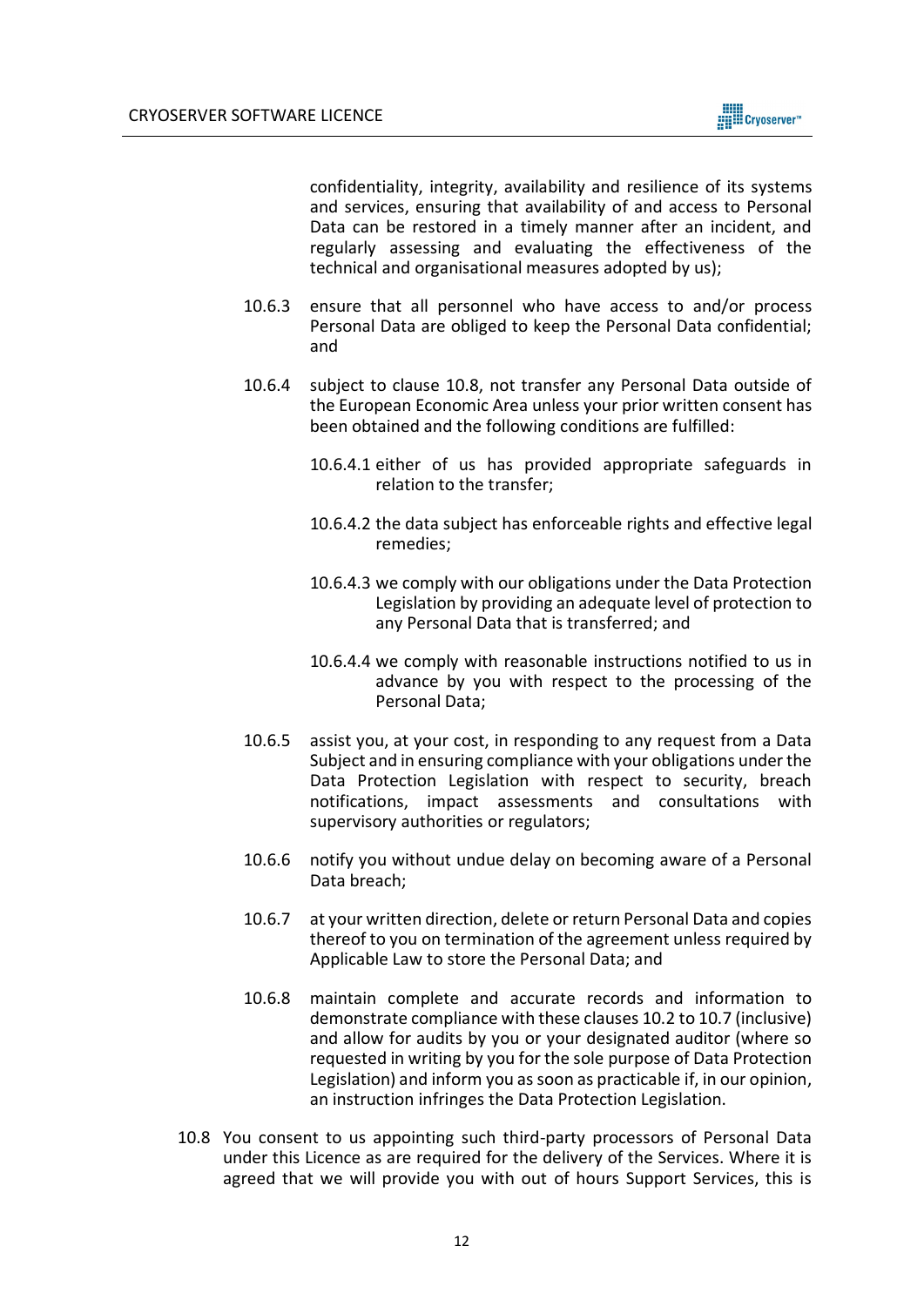confidentiality, integrity, availability and resilience of its systems and services, ensuring that availability of and access to Personal Data can be restored in a timely manner after an incident, and regularly assessing and evaluating the effectiveness of the technical and organisational measures adopted by us);

10.6.3 ensure that all personnel who have access to and/or process Personal Data are obliged to keep the Personal Data confidential; and

10.6.4 subject to clause 10.8, not transfer any Personal Data outside of the European Economic Area unless your prior written consent has been obtained and the following conditions are fulfilled:

10.6.4.1 either of us has provided appropriate safeguards in relation to the transfer;

10.6.4.2 the data subject has enforceable rights and effective legal remedies;

10.6.4.3 we comply with our obligations under the Data Protection Legislation by providing an adequate level of protection to any Personal Data that is transferred; and

10.6.4.4 we comply with reasonable instructions notified to us in advance by you with respect to the processing of the Personal Data;

10.6.5 assist you, at your cost, in responding to any request from a Data Subject and in ensuring compliance with your obligations under the Data Protection Legislation with respect to security, breach notifications, impact assessments and consultations with supervisory authorities or regulators;

10.6.6 notify you without undue delay on becoming aware of a Personal Data breach;

10.6.7 at your written direction, delete or return Personal Data and copies thereof to you on termination of the agreement unless required by Applicable Law to store the Personal Data; and

10.6.8 maintain complete and accurate records and information to demonstrate compliance with these clauses 10.2 to 10.7 (inclusive) and allow for audits by you or your designated auditor (where so requested in writing by you for the sole purpose of Data Protection Legislation) and inform you as soon as practicable if, in our opinion, an instruction infringes the Data Protection Legislation.

10.8 You consent to us appointing such third-party processors of Personal Data under this Licence as are required for the delivery of the Services. Where it is agreed that we will provide you with out of hours Support Services, this is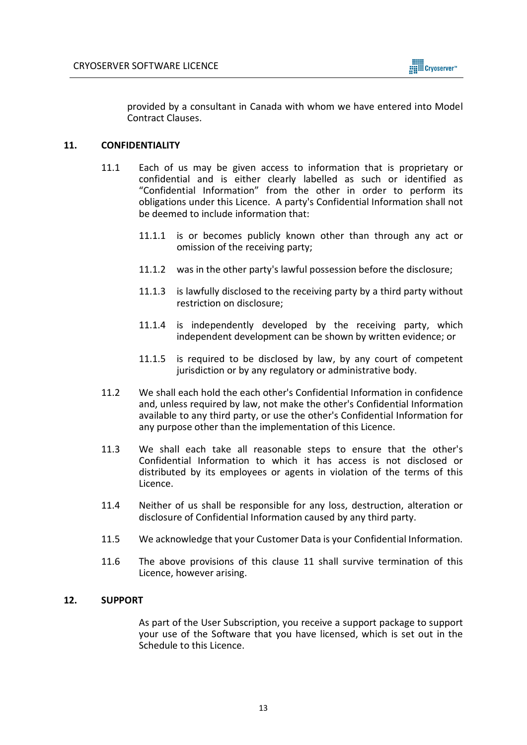provided by a consultant in Canada with whom we have entered into Model Contract Clauses.

## 11. CONFIDENTIALITY

11.1 Each of us may be given access to information that is proprietary or confidential and is either clearly labelled as such or identified as "Confidential Information" from the other in order to perform its obligations under this Licence. A party's Confidential Information shall not be deemed to include information that:

11.1.1 is or becomes publicly known other than through any act or omission of the receiving party;

11.1.2 was in the other party's lawful possession before the disclosure;

11.1.3 is lawfully disclosed to the receiving party by a third party without restriction on disclosure;

11.1.4 is independently developed by the receiving party, which independent development can be shown by written evidence; or

11.1.5 is required to be disclosed by law, by any court of competent jurisdiction or by any regulatory or administrative body.

11.2 We shall each hold the each other's Confidential Information in confidence and, unless required by law, not make the other's Confidential Information available to any third party, or use the other's Confidential Information for any purpose other than the implementation of this Licence.

11.3 We shall each take all reasonable steps to ensure that the other's Confidential Information to which it has access is not disclosed or distributed by its employees or agents in violation of the terms of this Licence.

11.4 Neither of us shall be responsible for any loss, destruction, alteration or disclosure of Confidential Information caused by any third party.

11.5 We acknowledge that your Customer Data is your Confidential Information.

11.6 The above provisions of this clause 11 shall survive termination of this Licence, however arising.

## 12. SUPPORT

As part of the User Subscription, you receive a support package to support your use of the Software that you have licensed, which is set out in the Schedule to this Licence.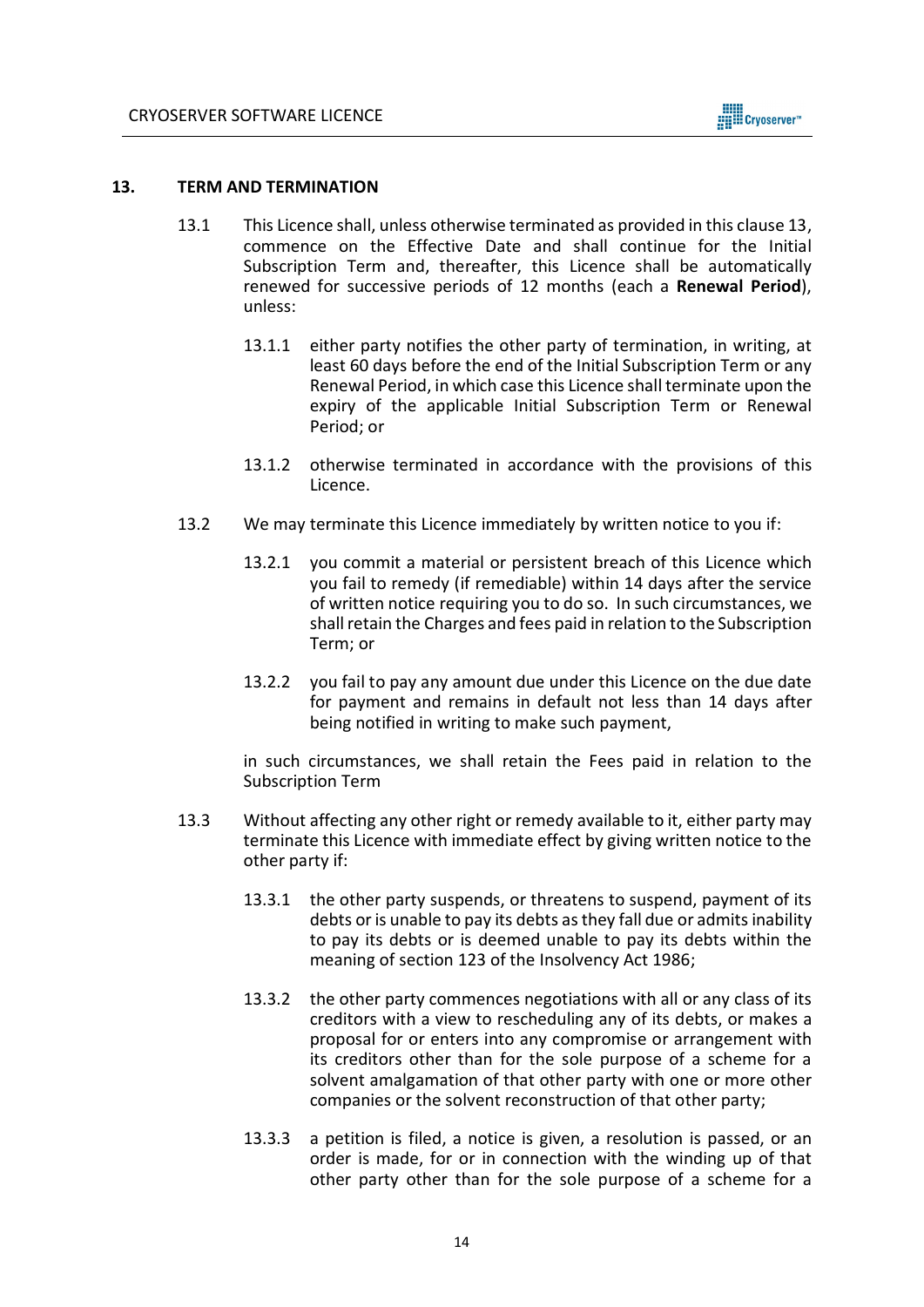## 13. TERM AND TERMINATION

13.1 This Licence shall, unless otherwise terminated as provided in this clause 13, commence on the Effective Date and shall continue for the Initial Subscription Term and, thereafter, this Licence shall be automatically renewed for successive periods of 12 months (each a **Renewal Period**), unless:

13.1.1 either party notifies the other party of termination, in writing, at least 60 days before the end of the Initial Subscription Term or any Renewal Period, in which case this Licence shall terminate upon the expiry of the applicable Initial Subscription Term or Renewal Period; or

13.1.2 otherwise terminated in accordance with the provisions of this Licence.

13.2 We may terminate this Licence immediately by written notice to you if:

13.2.1 you commit a material or persistent breach of this Licence which you fail to remedy (if remediable) within 14 days after the service of written notice requiring you to do so. In such circumstances, we shall retain the Charges and fees paid in relation to the Subscription Term; or

13.2.2 you fail to pay any amount due under this Licence on the due date for payment and remains in default not less than 14 days after being notified in writing to make such payment,

in such circumstances, we shall retain the Fees paid in relation to the Subscription Term

13.3 Without affecting any other right or remedy available to it, either party may terminate this Licence with immediate effect by giving written notice to the other party if:

13.3.1 the other party suspends, or threatens to suspend, payment of its debts or is unable to pay its debts as they fall due or admits inability to pay its debts or is deemed unable to pay its debts within the meaning of section 123 of the Insolvency Act 1986;

13.3.2 the other party commences negotiations with all or any class of its creditors with a view to rescheduling any of its debts, or makes a proposal for or enters into any compromise or arrangement with its creditors other than for the sole purpose of a scheme for a solvent amalgamation of that other party with one or more other companies or the solvent reconstruction of that other party;

13.3.3 a petition is filed, a notice is given, a resolution is passed, or an order is made, for or in connection with the winding up of that other party other than for the sole purpose of a scheme for a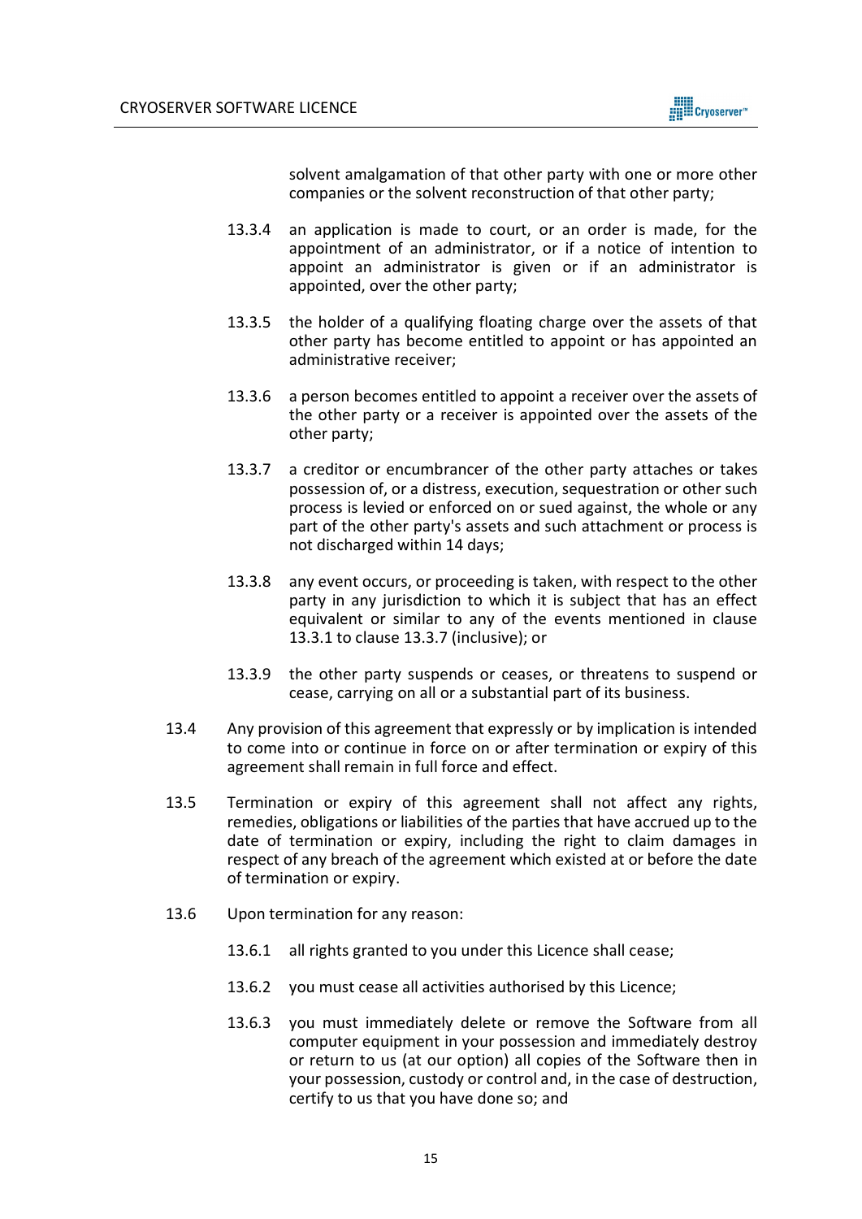solvent amalgamation of that other party with one or more other companies or the solvent reconstruction of that other party;

13.3.4 an application is made to court, or an order is made, for the appointment of an administrator, or if a notice of intention to appoint an administrator is given or if an administrator is appointed, over the other party;

13.3.5 the holder of a qualifying floating charge over the assets of that other party has become entitled to appoint or has appointed an administrative receiver;

13.3.6 a person becomes entitled to appoint a receiver over the assets of the other party or a receiver is appointed over the assets of the other party;

13.3.7 a creditor or encumbrancer of the other party attaches or takes possession of, or a distress, execution, sequestration or other such process is levied or enforced on or sued against, the whole or any part of the other party's assets and such attachment or process is not discharged within 14 days;

13.3.8 any event occurs, or proceeding is taken, with respect to the other party in any jurisdiction to which it is subject that has an effect equivalent or similar to any of the events mentioned in clause 13.3.1 to clause 13.3.7 (inclusive); or

13.3.9 the other party suspends or ceases, or threatens to suspend or cease, carrying on all or a substantial part of its business.

13.4 Any provision of this agreement that expressly or by implication is intended to come into or continue in force on or after termination or expiry of this agreement shall remain in full force and effect.

13.5 Termination or expiry of this agreement shall not affect any rights, remedies, obligations or liabilities of the parties that have accrued up to the date of termination or expiry, including the right to claim damages in respect of any breach of the agreement which existed at or before the date of termination or expiry.

13.6 Upon termination for any reason:

13.6.1 all rights granted to you under this Licence shall cease;

13.6.2 you must cease all activities authorised by this Licence;

13.6.3 you must immediately delete or remove the Software from all computer equipment in your possession and immediately destroy or return to us (at our option) all copies of the Software then in your possession, custody or control and, in the case of destruction, certify to us that you have done so; and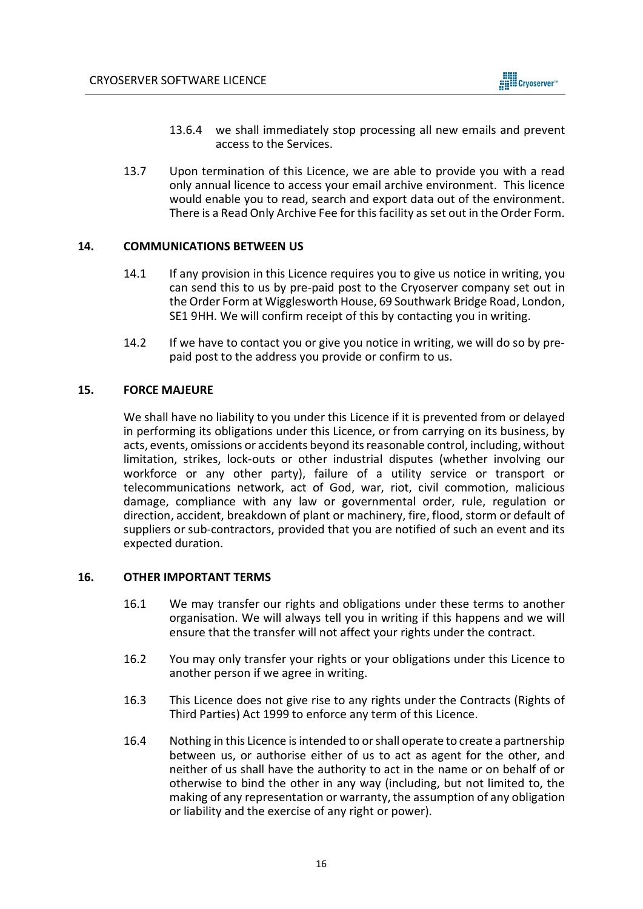13.6.4 we shall immediately stop processing all new emails and prevent access to the Services.

13.7 Upon termination of this Licence, we are able to provide you with a read only annual licence to access your email archive environment. This licence would enable you to read, search and export data out of the environment. There is a Read Only Archive Fee for this facility as set out in the Order Form.

## 14. COMMUNICATIONS BETWEEN US

14.1 If any provision in this Licence requires you to give us notice in writing, you can send this to us by pre-paid post to the Cryoserver company set out in the Order Form at Wigglesworth House, 69 Southwark Bridge Road, London, SE1 9HH. We will confirm receipt of this by contacting you in writing.

14.2 If we have to contact you or give you notice in writing, we will do so by pre-paid post to the address you provide or confirm to us.

## 15. FORCE MAJEURE

We shall have no liability to you under this Licence if it is prevented from or delayed in performing its obligations under this Licence, or from carrying on its business, by acts, events, omissions or accidents beyond its reasonable control, including, without limitation, strikes, lock-outs or other industrial disputes (whether involving our workforce or any other party), failure of a utility service or transport or telecommunications network, act of God, war, riot, civil commotion, malicious damage, compliance with any law or governmental order, rule, regulation or direction, accident, breakdown of plant or machinery, fire, flood, storm or default of suppliers or sub-contractors, provided that you are notified of such an event and its expected duration.

## 16. OTHER IMPORTANT TERMS

16.1 We may transfer our rights and obligations under these terms to another organisation. We will always tell you in writing if this happens and we will ensure that the transfer will not affect your rights under the contract.

16.2 You may only transfer your rights or your obligations under this Licence to another person if we agree in writing.

16.3 This Licence does not give rise to any rights under the Contracts (Rights of Third Parties) Act 1999 to enforce any term of this Licence.

16.4 Nothing in this Licence is intended to or shall operate to create a partnership between us, or authorise either of us to act as agent for the other, and neither of us shall have the authority to act in the name or on behalf of or otherwise to bind the other in any way (including, but not limited to, the making of any representation or warranty, the assumption of any obligation or liability and the exercise of any right or power).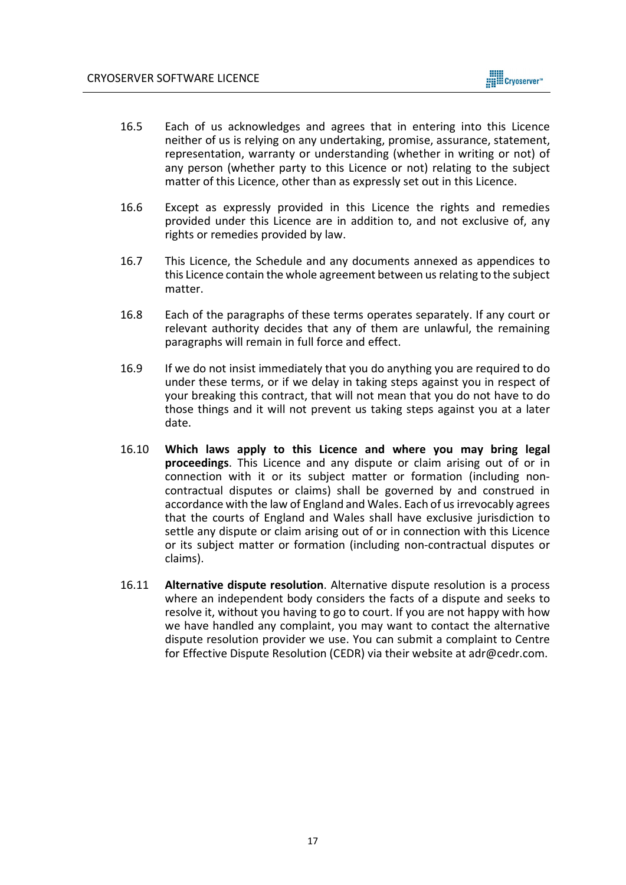16.5 Each of us acknowledges and agrees that in entering into this Licence neither of us is relying on any undertaking, promise, assurance, statement, representation, warranty or understanding (whether in writing or not) of any person (whether party to this Licence or not) relating to the subject matter of this Licence, other than as expressly set out in this Licence.

16.6 Except as expressly provided in this Licence the rights and remedies provided under this Licence are in addition to, and not exclusive of, any rights or remedies provided by law.

16.7 This Licence, the Schedule and any documents annexed as appendices to this Licence contain the whole agreement between us relating to the subject matter.

16.8 Each of the paragraphs of these terms operates separately. If any court or relevant authority decides that any of them are unlawful, the remaining paragraphs will remain in full force and effect.

16.9 If we do not insist immediately that you do anything you are required to do under these terms, or if we delay in taking steps against you in respect of your breaking this contract, that will not mean that you do not have to do those things and it will not prevent us taking steps against you at a later date.

16.10 **Which laws apply to this Licence and where you may bring legal proceedings**. This Licence and any dispute or claim arising out of or in connection with it or its subject matter or formation (including non-contractual disputes or claims) shall be governed by and construed in accordance with the law of England and Wales. Each of us irrevocably agrees that the courts of England and Wales shall have exclusive jurisdiction to settle any dispute or claim arising out of or in connection with this Licence or its subject matter or formation (including non-contractual disputes or claims).

16.11 **Alternative dispute resolution**. Alternative dispute resolution is a process where an independent body considers the facts of a dispute and seeks to resolve it, without you having to go to court. If you are not happy with how we have handled any complaint, you may want to contact the alternative dispute resolution provider we use. You can submit a complaint to Centre for Effective Dispute Resolution (CEDR) via their website at adr@cedr.com.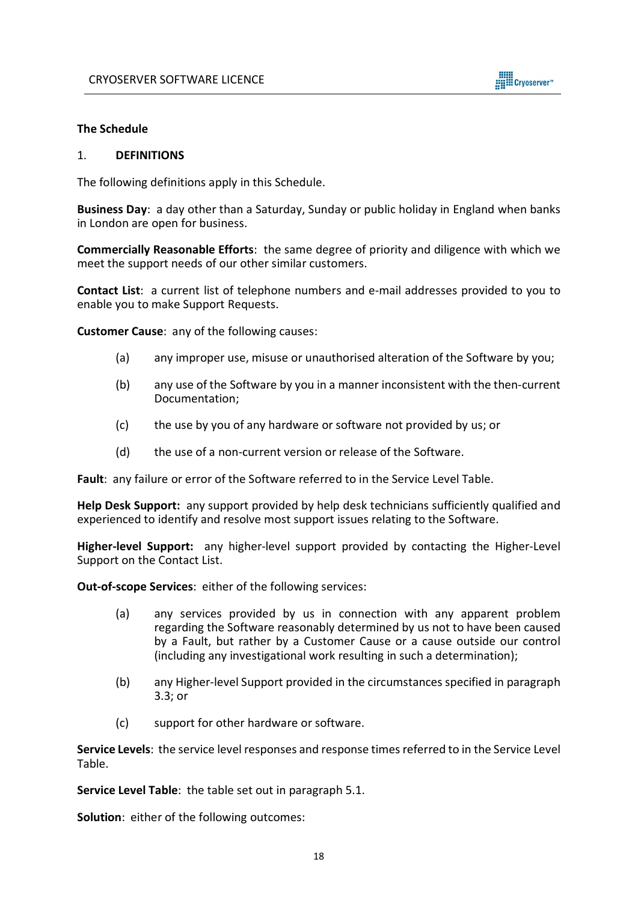**The Schedule**

1. **DEFINITIONS**

The following definitions apply in this Schedule.

**Business Day**: a day other than a Saturday, Sunday or public holiday in England when banks in London are open for business.

**Commercially Reasonable Efforts**: the same degree of priority and diligence with which we meet the support needs of our other similar customers.

**Contact List**: a current list of telephone numbers and e-mail addresses provided to you to enable you to make Support Requests.

**Customer Cause**: any of the following causes:

(a) any improper use, misuse or unauthorised alteration of the Software by you;

(b) any use of the Software by you in a manner inconsistent with the then-current Documentation;

(c) the use by you of any hardware or software not provided by us; or

(d) the use of a non-current version or release of the Software.

**Fault**: any failure or error of the Software referred to in the Service Level Table.

**Help Desk Support:** any support provided by help desk technicians sufficiently qualified and experienced to identify and resolve most support issues relating to the Software.

**Higher-level Support:** any higher-level support provided by contacting the Higher-Level Support on the Contact List.

**Out-of-scope Services**: either of the following services:

(a) any services provided by us in connection with any apparent problem regarding the Software reasonably determined by us not to have been caused by a Fault, but rather by a Customer Cause or a cause outside our control (including any investigational work resulting in such a determination);

(b) any Higher-level Support provided in the circumstances specified in paragraph 3.3; or

(c) support for other hardware or software.

**Service Levels**: the service level responses and response times referred to in the Service Level Table.

**Service Level Table**: the table set out in paragraph 5.1.

**Solution**: either of the following outcomes: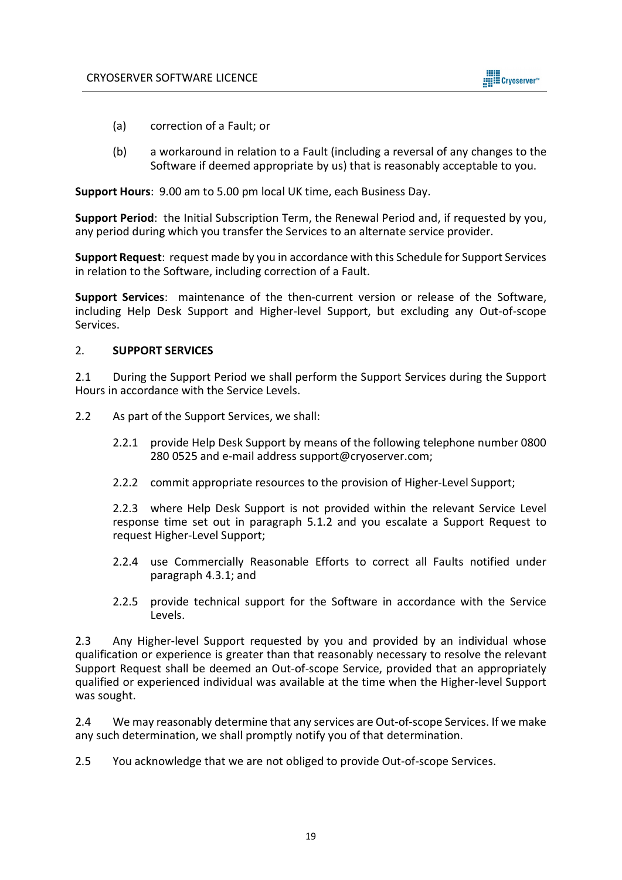(a) correction of a Fault; or

(b) a workaround in relation to a Fault (including a reversal of any changes to the Software if deemed appropriate by us) that is reasonably acceptable to you.

**Support Hours**: 9.00 am to 5.00 pm local UK time, each Business Day.

**Support Period**: the Initial Subscription Term, the Renewal Period and, if requested by you, any period during which you transfer the Services to an alternate service provider.

**Support Request**: request made by you in accordance with this Schedule for Support Services in relation to the Software, including correction of a Fault.

**Support Services**: maintenance of the then-current version or release of the Software, including Help Desk Support and Higher-level Support, but excluding any Out-of-scope Services.

## 2. SUPPORT SERVICES

2.1 During the Support Period we shall perform the Support Services during the Support Hours in accordance with the Service Levels.

2.2 As part of the Support Services, we shall:

2.2.1 provide Help Desk Support by means of the following telephone number 0800 280 0525 and e-mail address support@cryoserver.com;

2.2.2 commit appropriate resources to the provision of Higher-Level Support;

2.2.3 where Help Desk Support is not provided within the relevant Service Level response time set out in paragraph 5.1.2 and you escalate a Support Request to request Higher-Level Support;

2.2.4 use Commercially Reasonable Efforts to correct all Faults notified under paragraph 4.3.1; and

2.2.5 provide technical support for the Software in accordance with the Service Levels.

2.3 Any Higher-level Support requested by you and provided by an individual whose qualification or experience is greater than that reasonably necessary to resolve the relevant Support Request shall be deemed an Out-of-scope Service, provided that an appropriately qualified or experienced individual was available at the time when the Higher-level Support was sought.

2.4 We may reasonably determine that any services are Out-of-scope Services. If we make any such determination, we shall promptly notify you of that determination.

2.5 You acknowledge that we are not obliged to provide Out-of-scope Services.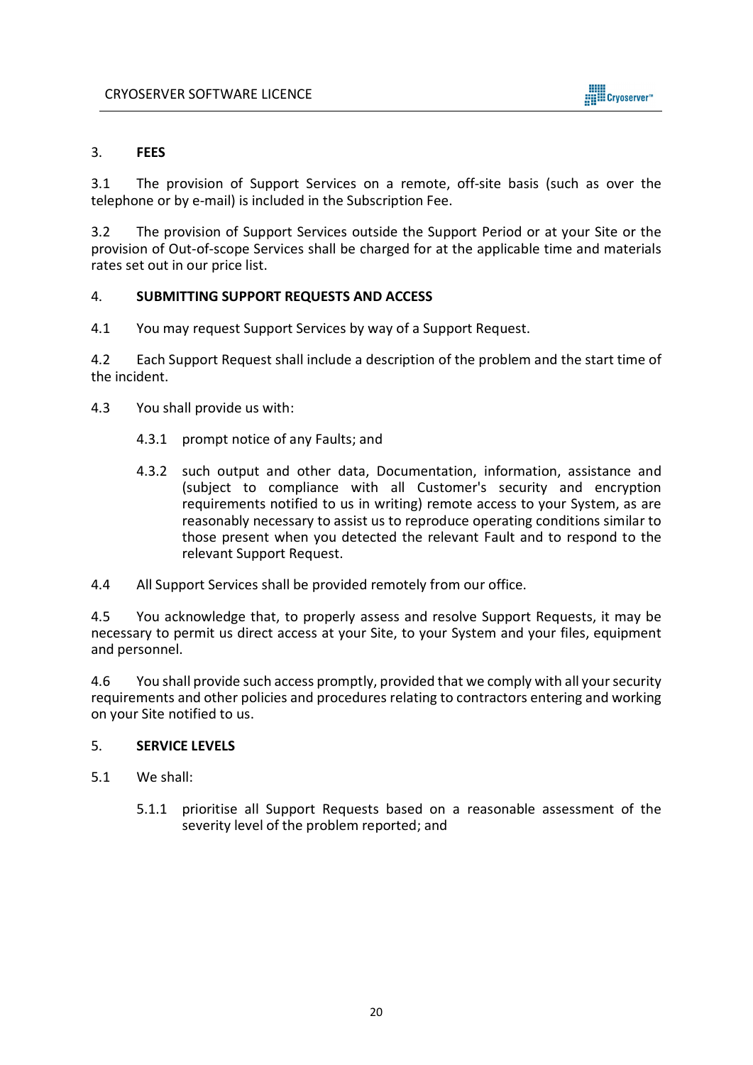## 3. FEES

3.1 The provision of Support Services on a remote, off-site basis (such as over the telephone or by e-mail) is included in the Subscription Fee.

3.2 The provision of Support Services outside the Support Period or at your Site or the provision of Out-of-scope Services shall be charged for at the applicable time and materials rates set out in our price list.

## 4. SUBMITTING SUPPORT REQUESTS AND ACCESS

4.1 You may request Support Services by way of a Support Request.

4.2 Each Support Request shall include a description of the problem and the start time of the incident.

4.3 You shall provide us with:

4.3.1 prompt notice of any Faults; and

4.3.2 such output and other data, Documentation, information, assistance and (subject to compliance with all Customer's security and encryption requirements notified to us in writing) remote access to your System, as are reasonably necessary to assist us to reproduce operating conditions similar to those present when you detected the relevant Fault and to respond to the relevant Support Request.

4.4 All Support Services shall be provided remotely from our office.

4.5 You acknowledge that, to properly assess and resolve Support Requests, it may be necessary to permit us direct access at your Site, to your System and your files, equipment and personnel.

4.6 You shall provide such access promptly, provided that we comply with all your security requirements and other policies and procedures relating to contractors entering and working on your Site notified to us.

## 5. SERVICE LEVELS

5.1 We shall:

5.1.1 prioritise all Support Requests based on a reasonable assessment of the severity level of the problem reported; and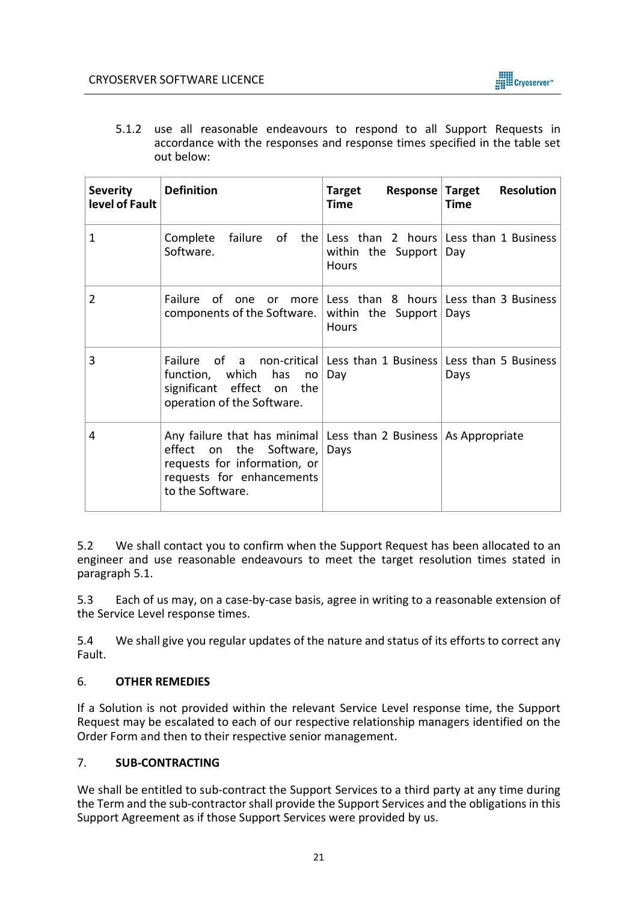5.1.2 use all reasonable endeavours to respond to all Support Requests in accordance with the responses and response times specified in the table set out below:

| Severity level of Fault | Definition | Target Response Time | Target Resolution Time |
|---|---|---|---|
| 1 | Complete failure of the Software. | Less than 2 hours within the Support Hours | Less than 1 Business Day |
| 2 | Failure of one or more components of the Software. | Less than 8 hours within the Support Hours | Less than 3 Business Days |
| 3 | Failure of a non-critical function, which has no significant effect on the operation of the Software. | Less than 1 Business Day | Less than 5 Business Days |
| 4 | Any failure that has minimal effect on the Software, requests for information, or requests for enhancements to the Software. | Less than 2 Business Days | As Appropriate |

5.2 We shall contact you to confirm when the Support Request has been allocated to an engineer and use reasonable endeavours to meet the target resolution times stated in paragraph 5.1.

5.3 Each of us may, on a case-by-case basis, agree in writing to a reasonable extension of the Service Level response times.

5.4 We shall give you regular updates of the nature and status of its efforts to correct any Fault.

## 6. OTHER REMEDIES

If a Solution is not provided within the relevant Service Level response time, the Support Request may be escalated to each of our respective relationship managers identified on the Order Form and then to their respective senior management.

## 7. SUB-CONTRACTING

We shall be entitled to sub-contract the Support Services to a third party at any time during the Term and the sub-contractor shall provide the Support Services and the obligations in this Support Agreement as if those Support Services were provided by us.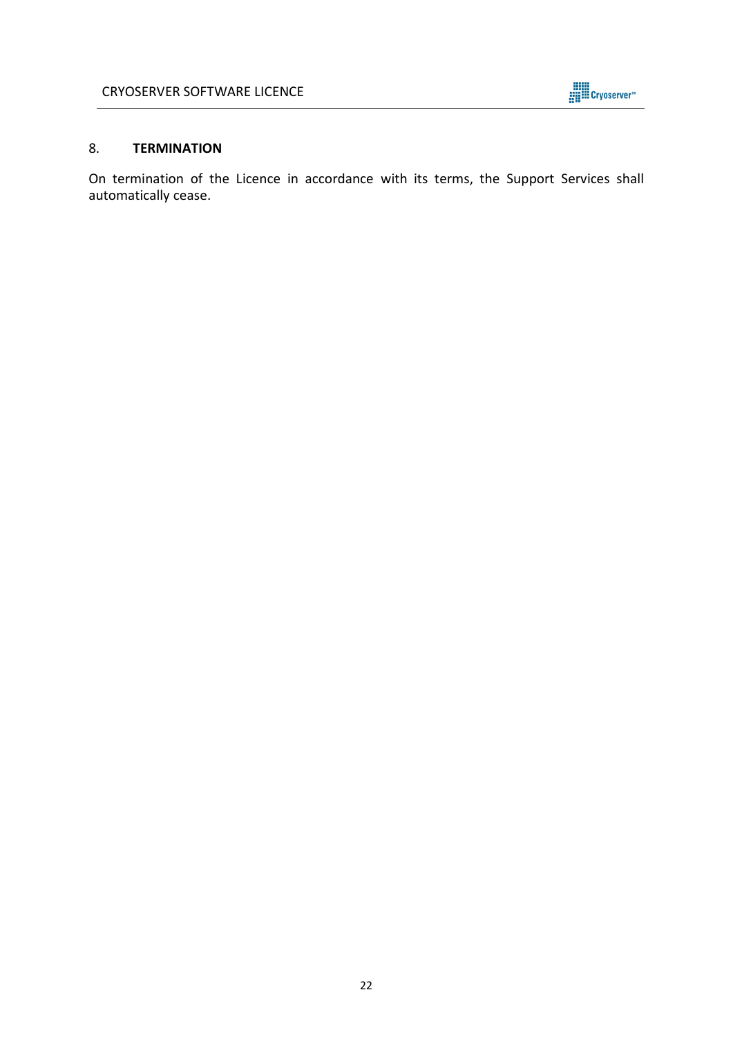## 8. **TERMINATION**

On termination of the Licence in accordance with its terms, the Support Services shall automatically cease.